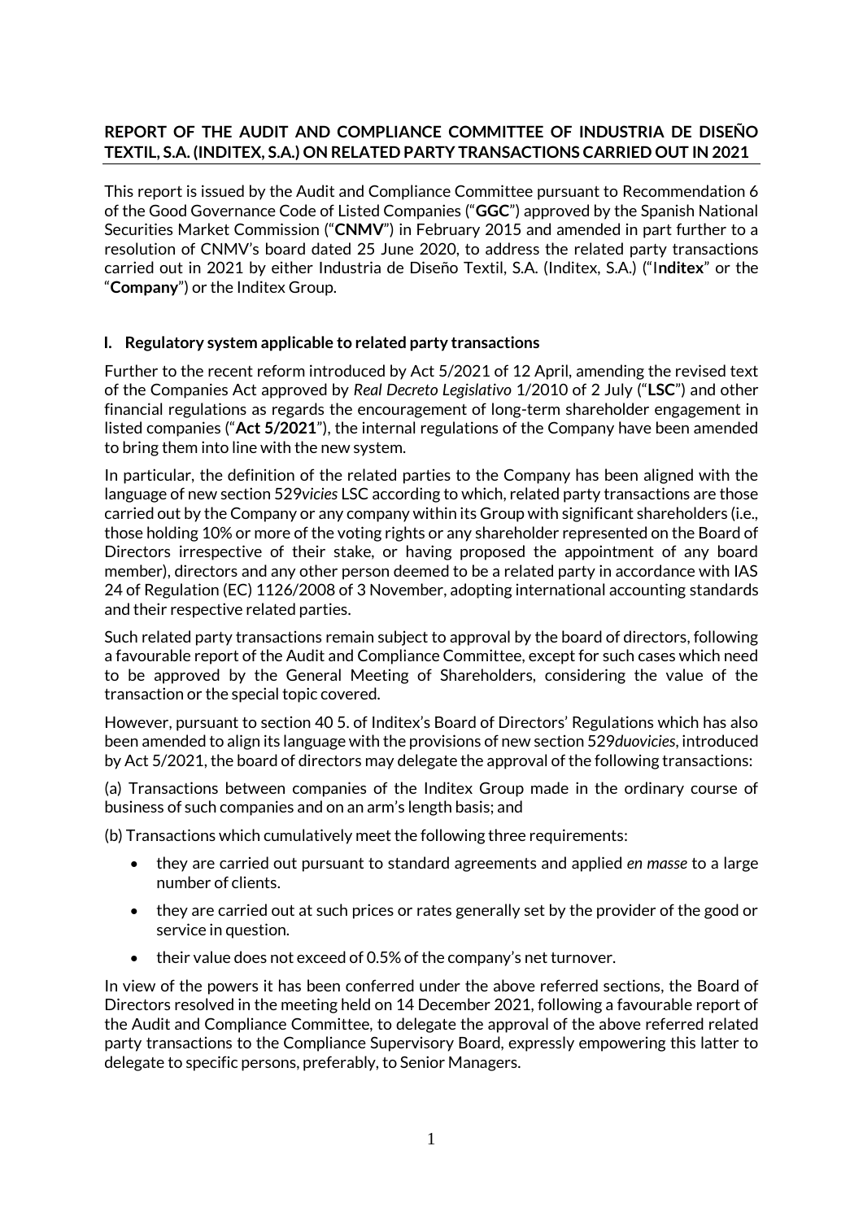**REPORT OF THE AUDIT AND COMPLIANCE COMMITTEE OF INDUSTRIA DE DISEÑO TEXTIL, S.A. (INDITEX, S.A.) ON RELATED PARTY TRANSACTIONS CARRIED OUT IN 2021**

This report is issued by the Audit and Compliance Committee pursuant to Recommendation 6 of the Good Governance Code of Listed Companies ("**GGC**") approved by the Spanish National Securities Market Commission ("**CNMV**") in February 2015 and amended in part further to a resolution of CNMV's board dated 25 June 2020, to address the related party transactions carried out in 2021 by either Industria de Diseño Textil, S.A. (Inditex, S.A.) ("I**nditex**" or the "**Company**") or the Inditex Group.

**I. Regulatory system applicable to related party transactions**

Further to the recent reform introduced by Act 5/2021 of 12 April, amending the revised text of the Companies Act approved by *Real Decreto Legislativo* 1/2010 of 2 July ("**LSC**") and other financial regulations as regards the encouragement of long-term shareholder engagement in listed companies ("**Act 5/2021**"), the internal regulations of the Company have been amended to bring them into line with the new system.

In particular, the definition of the related parties to the Company has been aligned with the language of new section 529*vicies* LSC according to which, related party transactions are those carried out by the Company or any company within its Group with significant shareholders (i.e., those holding 10% or more of the voting rights or any shareholder represented on the Board of Directors irrespective of their stake, or having proposed the appointment of any board member), directors and any other person deemed to be a related party in accordance with IAS 24 of Regulation (EC) 1126/2008 of 3 November, adopting international accounting standards and their respective related parties.

Such related party transactions remain subject to approval by the board of directors, following a favourable report of the Audit and Compliance Committee, except for such cases which need to be approved by the General Meeting of Shareholders, considering the value of the transaction or the special topic covered.

However, pursuant to section 40 5. of Inditex's Board of Directors' Regulations which has also been amended to align its language with the provisions of new section 529*duovicies*, introduced by Act 5/2021, the board of directors may delegate the approval of the following transactions:

(a) Transactions between companies of the Inditex Group made in the ordinary course of business of such companies and on an arm's length basis; and

(b) Transactions which cumulatively meet the following three requirements:

- they are carried out pursuant to standard agreements and applied *en masse* to a large number of clients.
- they are carried out at such prices or rates generally set by the provider of the good or service in question.
- their value does not exceed of 0.5% of the company's net turnover.

In view of the powers it has been conferred under the above referred sections, the Board of Directors resolved in the meeting held on 14 December 2021, following a favourable report of the Audit and Compliance Committee, to delegate the approval of the above referred related party transactions to the Compliance Supervisory Board, expressly empowering this latter to delegate to specific persons, preferably, to Senior Managers.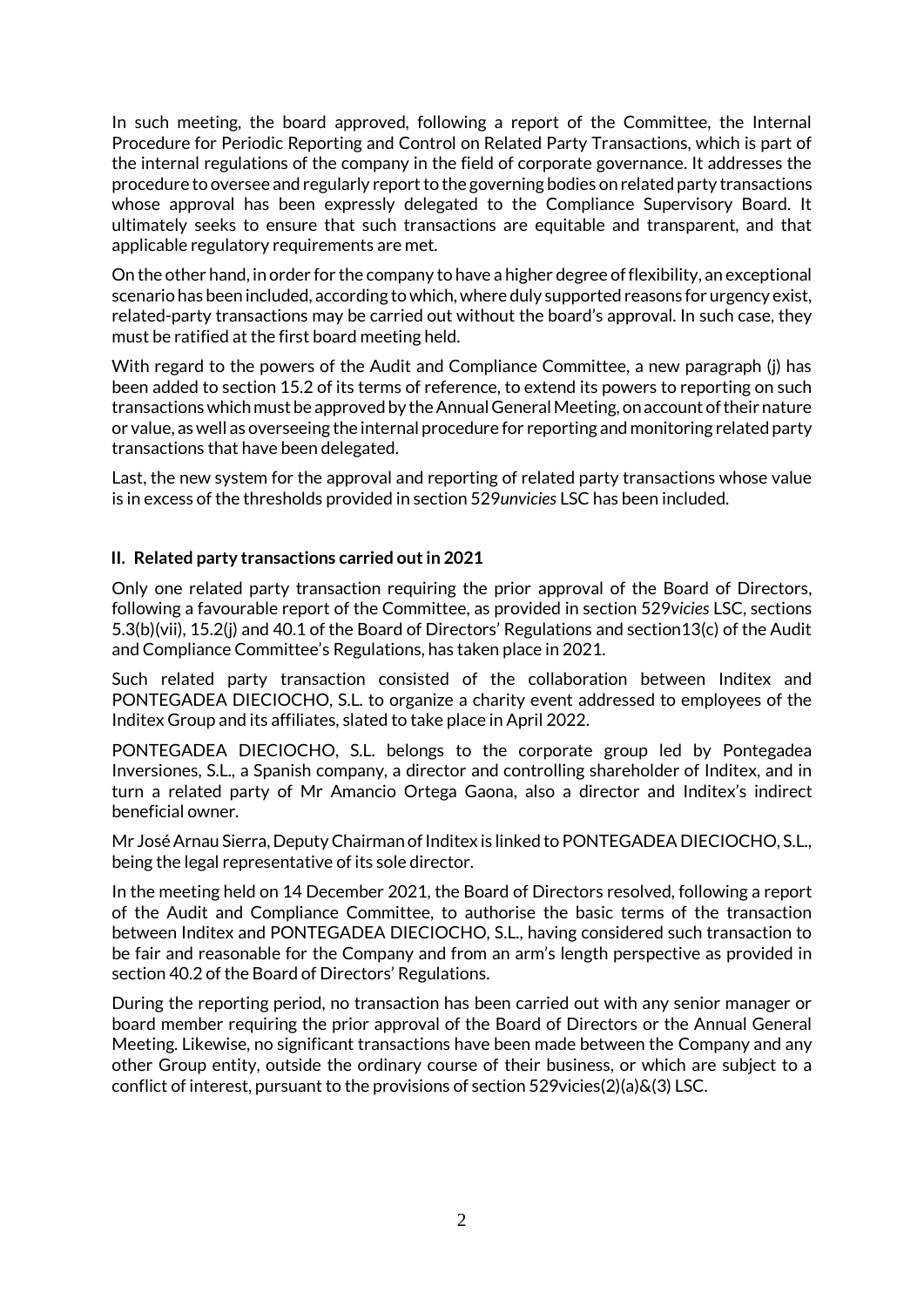In such meeting, the board approved, following a report of the Committee, the Internal Procedure for Periodic Reporting and Control on Related Party Transactions, which is part of the internal regulations of the company in the field of corporate governance. It addresses the procedure to oversee and regularly report to the governing bodies on related party transactions whose approval has been expressly delegated to the Compliance Supervisory Board. It ultimately seeks to ensure that such transactions are equitable and transparent, and that applicable regulatory requirements are met.

On the other hand, in order for the company to have a higher degree of flexibility, an exceptional scenario has been included, according to which, where duly supported reasons for urgency exist, related-party transactions may be carried out without the board's approval. In such case, they must be ratified at the first board meeting held.

With regard to the powers of the Audit and Compliance Committee, a new paragraph (j) has been added to section 15.2 of its terms of reference, to extend its powers to reporting on such transactions which must be approved by the Annual General Meeting, on account of their nature or value, as well as overseeing the internal procedure for reporting and monitoring related party transactions that have been delegated.

Last, the new system for the approval and reporting of related party transactions whose value is in excess of the thresholds provided in section 529*unvicies* LSC has been included.

## II. Related party transactions carried out in 2021

Only one related party transaction requiring the prior approval of the Board of Directors, following a favourable report of the Committee, as provided in section 529*vicies* LSC, sections 5.3(b)(vii), 15.2(j) and 40.1 of the Board of Directors' Regulations and section13(c) of the Audit and Compliance Committee's Regulations, has taken place in 2021.

Such related party transaction consisted of the collaboration between Inditex and PONTEGADEA DIECIOCHO, S.L. to organize a charity event addressed to employees of the Inditex Group and its affiliates, slated to take place in April 2022.

PONTEGADEA DIECIOCHO, S.L. belongs to the corporate group led by Pontegadea Inversiones, S.L., a Spanish company, a director and controlling shareholder of Inditex, and in turn a related party of Mr Amancio Ortega Gaona, also a director and Inditex's indirect beneficial owner.

Mr José Arnau Sierra, Deputy Chairman of Inditex is linked to PONTEGADEA DIECIOCHO, S.L., being the legal representative of its sole director.

In the meeting held on 14 December 2021, the Board of Directors resolved, following a report of the Audit and Compliance Committee, to authorise the basic terms of the transaction between Inditex and PONTEGADEA DIECIOCHO, S.L., having considered such transaction to be fair and reasonable for the Company and from an arm's length perspective as provided in section 40.2 of the Board of Directors' Regulations.

During the reporting period, no transaction has been carried out with any senior manager or board member requiring the prior approval of the Board of Directors or the Annual General Meeting. Likewise, no significant transactions have been made between the Company and any other Group entity, outside the ordinary course of their business, or which are subject to a conflict of interest, pursuant to the provisions of section 529vicies(2)(a)&(3) LSC.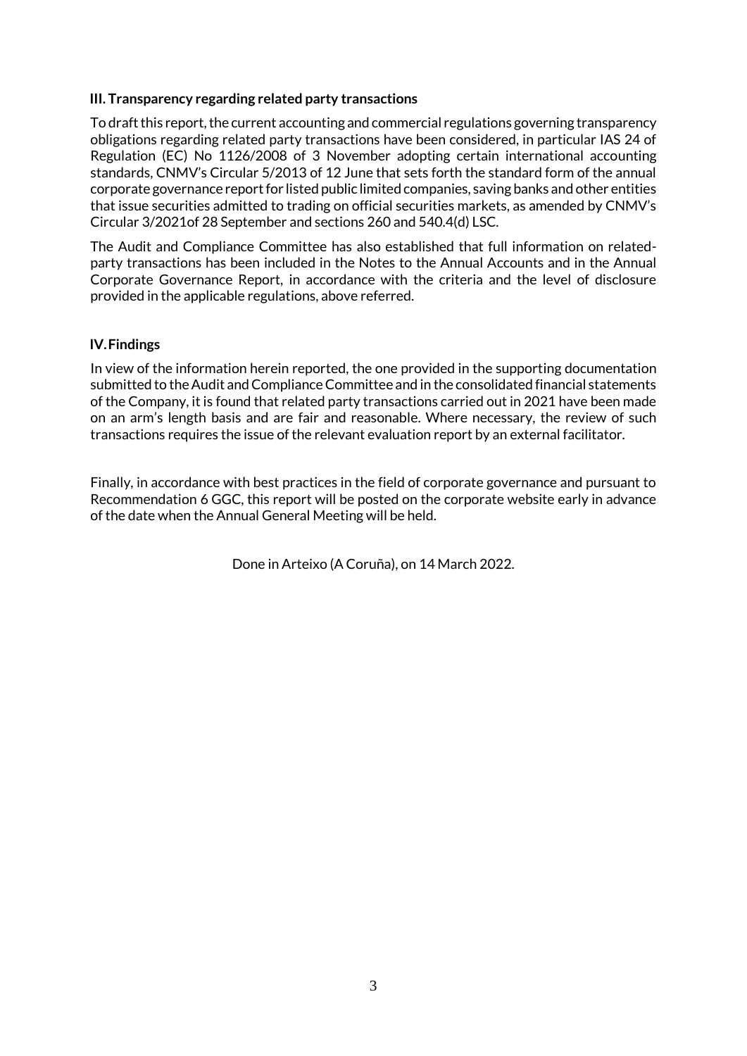### III. Transparency regarding related party transactions

To draft this report, the current accounting and commercial regulations governing transparency obligations regarding related party transactions have been considered, in particular IAS 24 of Regulation (EC) No 1126/2008 of 3 November adopting certain international accounting standards, CNMV's Circular 5/2013 of 12 June that sets forth the standard form of the annual corporate governance report for listed public limited companies, saving banks and other entities that issue securities admitted to trading on official securities markets, as amended by CNMV's Circular 3/2021of 28 September and sections 260 and 540.4(d) LSC.

The Audit and Compliance Committee has also established that full information on related-party transactions has been included in the Notes to the Annual Accounts and in the Annual Corporate Governance Report, in accordance with the criteria and the level of disclosure provided in the applicable regulations, above referred.

### IV. Findings

In view of the information herein reported, the one provided in the supporting documentation submitted to the Audit and Compliance Committee and in the consolidated financial statements of the Company, it is found that related party transactions carried out in 2021 have been made on an arm's length basis and are fair and reasonable. Where necessary, the review of such transactions requires the issue of the relevant evaluation report by an external facilitator.

Finally, in accordance with best practices in the field of corporate governance and pursuant to Recommendation 6 GGC, this report will be posted on the corporate website early in advance of the date when the Annual General Meeting will be held.

Done in Arteixo (A Coruña), on 14 March 2022.